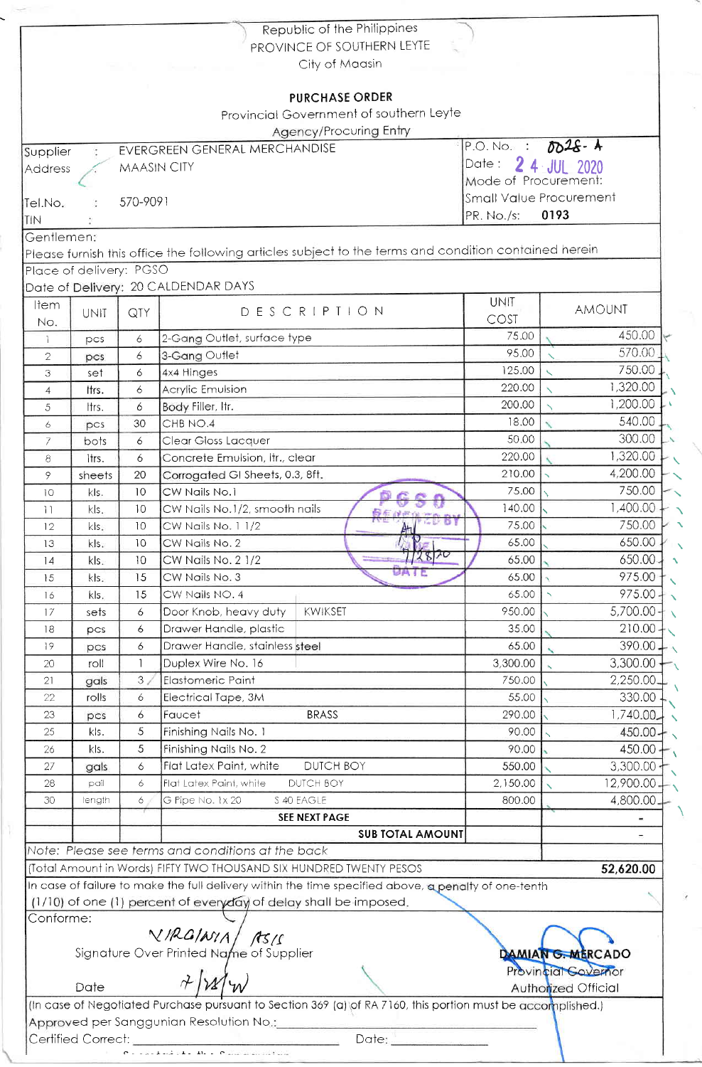Republic of the Philippines
PROVINCE OF SOUTHERN LEYTE
City of Maasin

## PURCHASE ORDER

Provincial Government of southern Leyte
Agency/Procuring Entry

| | | |
|---|---|---|
| Supplier : EVERGREEN GENERAL MERCHANDISE | | P.O. No. : 0028-A |
| Address : MAASIN CITY | | Date : 24 JUL 2020 |
| | | Mode of Procurement: |
| Tel.No. : 570-9091 | | Small Value Procurement |
| TIN : | | PR. No./s: 0193 |

Gentlemen:
Please furnish this office the following articles subject to the terms and condition contained herein

Place of delivery: PGSO
Date of Delivery: 20 CALDENDAR DAYS

| Item No. | UNIT | QTY | DESCRIPTION | UNIT COST | AMOUNT |
|---|---|---|---|---|---|
| 1 | pcs | 6 | 2-Gang Outlet, surface type | 75.00 | 450.00 |
| 2 | pcs | 6 | 3-Gang Outlet | 95.00 | 570.00 |
| 3 | set | 6 | 4x4 Hinges | 125.00 | 750.00 |
| 4 | ltrs. | 6 | Acrylic Emulsion | 220.00 | 1,320.00 |
| 5 | ltrs. | 6 | Body Filler, ltr. | 200.00 | 1,200.00 |
| 6 | pcs | 30 | CHB NO.4 | 18.00 | 540.00 |
| 7 | btls | 6 | Clear Gloss Lacquer | 50.00 | 300.00 |
| 8 | ltrs. | 6 | Concrete Emulsion, ltr., clear | 220.00 | 1,320.00 |
| 9 | sheets | 20 | Corrogated GI Sheets, 0.3, 8ft. | 210.00 | 4,200.00 |
| 10 | kls. | 10 | CW Nails No.1 | 75.00 | 750.00 |
| 11 | kls. | 10 | CW Nails No.1/2, smooth nails | 140.00 | 1,400.00 |
| 12 | kls. | 10 | CW Nails No. 1 1/2 | 75.00 | 750.00 |
| 13 | kls. | 10 | CW Nails No. 2 | 65.00 | 650.00 |
| 14 | kls. | 10 | CW Nails No. 2 1/2 | 65.00 | 650.00 |
| 15 | kls. | 15 | CW Nails No. 3 | 65.00 | 975.00 |
| 16 | kls. | 15 | CW Nails NO. 4 | 65.00 | 975.00 |
| 17 | sets | 6 | Door Knob, heavy duty KWIKSET | 950.00 | 5,700.00 |
| 18 | pcs | 6 | Drawer Handle, plastic | 35.00 | 210.00 |
| 19 | pcs | 6 | Drawer Handle, stainless steel | 65.00 | 390.00 |
| 20 | roll | 1 | Duplex Wire No. 16 | 3,300.00 | 3,300.00 |
| 21 | gals | 3 | Elastomeric Paint | 750.00 | 2,250.00 |
| 22 | rolls | 6 | Electrical Tape, 3M | 55.00 | 330.00 |
| 23 | pcs | 6 | Faucet BRASS | 290.00 | 1,740.00 |
| 25 | kls. | 5 | Finishing Nails No. 1 | 90.00 | 450.00 |
| 26 | kls. | 5 | Finishing Nails No. 2 | 90.00 | 450.00 |
| 27 | gals | 6 | Flat Latex Paint, white DUTCH BOY | 550.00 | 3,300.00 |
| 28 | pail | 6 | Flat Latex Paint, white DUTCH BOY | 2,150.00 | 12,900.00 |
| 30 | length | 6 | G Pipe No. 1x 20 S 40 EAGLE | 800.00 | 4,800.00 |
| | | | SEE NEXT PAGE | | - |
| | | | SUB TOTAL AMOUNT | | - |

PGSO RECEIVED BY 7/28/20 DATE

*Note: Please see terms and conditions at the back*

(Total Amount in Words) FIFTY TWO THOUSAND SIX HUNDRED TWENTY PESOS **52,620.00**

In case of failure to make the full delivery within the time specified above, a penalty of one-tenth (1/10) of one (1) percent of everyday of delay shall be imposed.

Conforme:

VIRGINIA ASIS
Signature Over Printed Name of Supplier

Date 7/24/20

**DAMIAN G. MERCADO**
Provincial Governor
Authorized Official

(In case of Negotiated Purchase pursuant to Section 369 (a) of RA 7160, this portion must be accomplished.)

Approved per Sanggunian Resolution No.:\_\_\_\_\_\_\_\_\_\_\_\_

Certified Correct: \_\_\_\_\_\_\_\_\_\_\_\_ Date: \_\_\_\_\_\_\_\_\_\_\_\_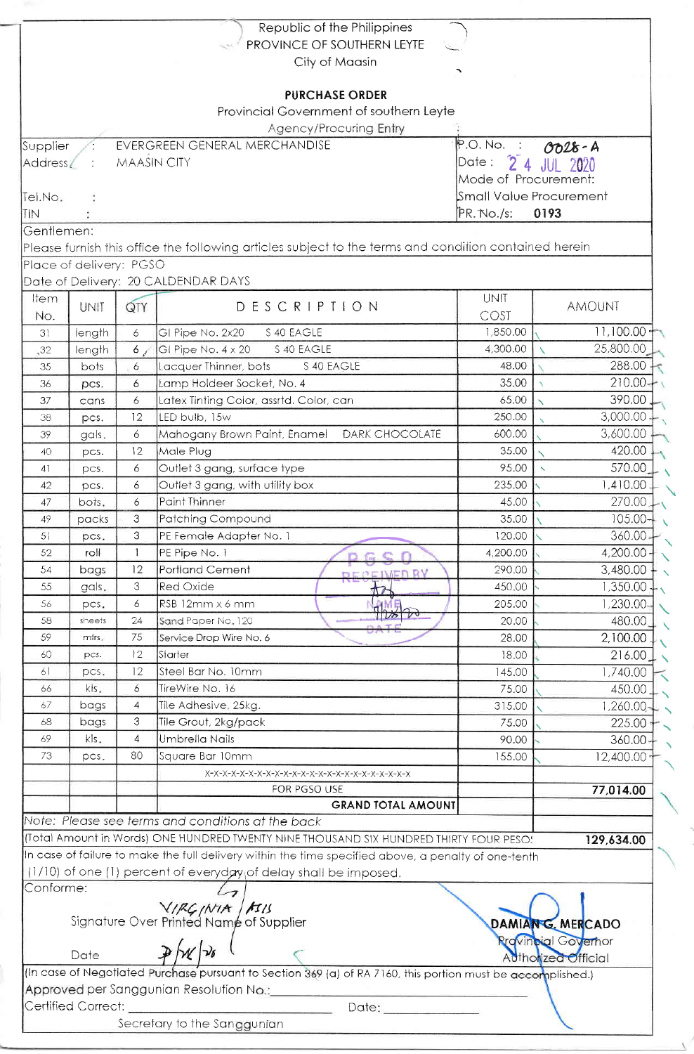Republic of the Philippines
PROVINCE OF SOUTHERN LEYTE
City of Maasin

## PURCHASE ORDER

Provincial Government of southern Leyte
Agency/Procuring Entry

| | |
|---|---|
| Supplier : EVERGREEN GENERAL MERCHANDISE | P.O. No. : 0028-A |
| Address : MAASIN CITY | Date : 24 JUL 2020 |
| | Mode of Procurement: |
| Tel.No. : | Small Value Procurement |
| TIN : | PR. No./s: **0193** |

Gentlemen:
Please furnish this office the following articles subject to the terms and condition contained herein

Place of delivery: PGSO
Date of Delivery: 20 CALDENDAR DAYS

| Item No. | UNIT | QTY | DESCRIPTION | UNIT COST | AMOUNT |
|---|---|---|---|---|---|
| 31 | length | 6 | GI Pipe No. 2x20 S 40 EAGLE | 1,850.00 | 11,100.00 |
| 32 | length | 6 | GI Pipe No. 4 x 20 S 40 EAGLE | 4,300.00 | 25,800.00 |
| 35 | bots | 6 | Lacquer Thinner, bots S 40 EAGLE | 48.00 | 288.00 |
| 36 | pcs. | 6 | Lamp Holdeer Socket, No. 4 | 35.00 | 210.00 |
| 37 | cans | 6 | Latex Tinting Color, assrtd. Color, can | 65.00 | 390.00 |
| 38 | pcs. | 12 | LED bulb, 15w | 250.00 | 3,000.00 |
| 39 | gals. | 6 | Mahogany Brown Paint, Enamel DARK CHOCOLATE | 600.00 | 3,600.00 |
| 40 | pcs. | 12 | Male Plug | 35.00 | 420.00 |
| 41 | pcs. | 6 | Outlet 3 gang, surface type | 95.00 | 570.00 |
| 42 | pcs. | 6 | Outlet 3 gang, with utility box | 235.00 | 1,410.00 |
| 47 | bots. | 6 | Paint Thinner | 45.00 | 270.00 |
| 49 | packs | 3 | Patching Compound | 35.00 | 105.00 |
| 51 | pcs. | 3 | PE Female Adapter No. 1 | 120.00 | 360.00 |
| 52 | roll | 1 | PE Pipe No. 1 | 4,200.00 | 4,200.00 |
| 54 | bags | 12 | Portland Cement | 290.00 | 3,480.00 |
| 55 | gals. | 3 | Red Oxide | 450.00 | 1,350.00 |
| 56 | pcs. | 6 | RSB 12mm x 6 mm | 205.00 | 1,230.00 |
| 58 | sheets | 24 | Sand Paper No. 120 | 20.00 | 480.00 |
| 59 | mtrs. | 75 | Service Drop Wire No. 6 | 28.00 | 2,100.00 |
| 60 | pcs. | 12 | Starter | 18.00 | 216.00 |
| 61 | pcs. | 12 | Steel Bar No. 10mm | 145.00 | 1,740.00 |
| 66 | kls. | 6 | TireWire No. 16 | 75.00 | 450.00 |
| 67 | bags | 4 | Tile Adhesive, 25kg. | 315.00 | 1,260.00 |
| 68 | bags | 3 | Tile Grout, 2kg/pack | 75.00 | 225.00 |
| 69 | kls. | 4 | Umbrella Nails | 90.00 | 360.00 |
| 73 | pcs. | 80 | Square Bar 10mm | 155.00 | 12,400.00 |
| | | | x-x-x-x-x-x-x-x-x-x-x-x-x-x-x-x-x-x-x-x-x-x-x-x-x | | |
| | | | FOR PGSO USE | | **77,014.00** |
| | | | **GRAND TOTAL AMOUNT** | | |

*Note: Please see terms and conditions at the back*

(Total Amount in Words) ONE HUNDRED TWENTY NINE THOUSAND SIX HUNDRED THIRTY FOUR PESOS **129,634.00**

In case of failure to make the full delivery within the time specified above, a penalty of one-tenth (1/10) of one (1) percent of everyday of delay shall be imposed.

PGSO RECEIVED BY
NAME
7/28/20
DATE

Conforme:

VIRGINIA ASIS
Signature Over Printed Name of Supplier

Date 7/28/20

**DAMIAN G. MERCADO**
Provincial Governor
Authorized Official

(In case of Negotiated Purchase pursuant to Section 369 (a) of RA 7160, this portion must be accomplished.)
Approved per Sanggunian Resolution No.:______________________
Certified Correct: ______________________ Date: ______________
Secretary to the Sanggunian